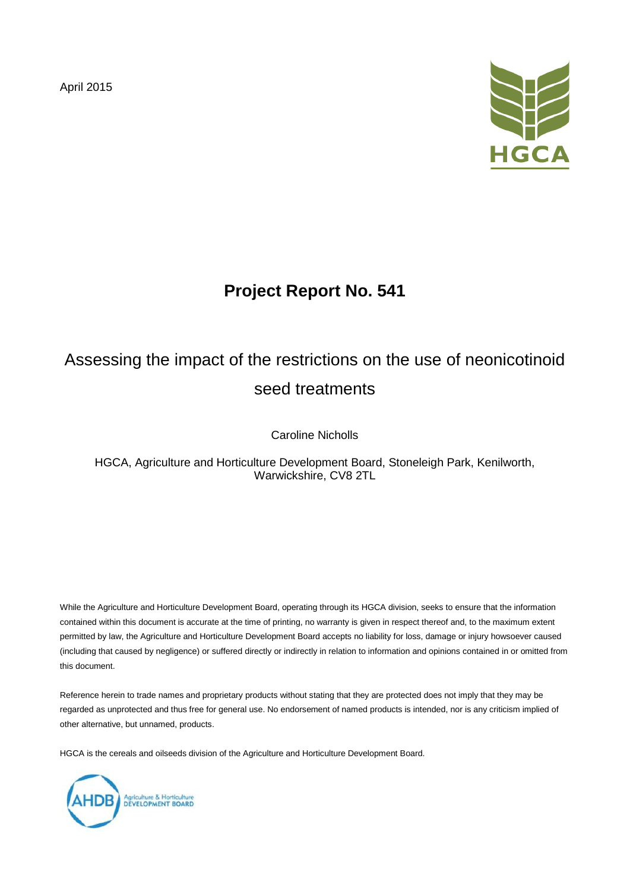April 2015

# Project Report No. 541

## Assessing the impact of the restrictions on the use of neonicotinoid seed treatments

Caroline Nicholls

HGCA, Agriculture and Horticulture Development Board, Stoneleigh Park, Kenilworth, Warwickshire, CV8 2TL

While the Agriculture and Horticulture Development Board, operating through its HGCA division, seeks to ensure that the information contained within this document is accurate at the time of printing, no warranty is given in respect thereof and, to the maximum extent permitted by law, the Agriculture and Horticulture Development Board accepts no liability for loss, damage or injury howsoever caused (including that caused by negligence) or suffered directly or indirectly in relation to information and opinions contained in or omitted from this document.

Reference herein to trade names and proprietary products without stating that they are protected does not imply that they may be regarded as unprotected and thus free for general use. No endorsement of named products is intended, nor is any criticism implied of other alternative, but unnamed, products.

HGCA is the cereals and oilseeds division of the Agriculture and Horticulture Development Board.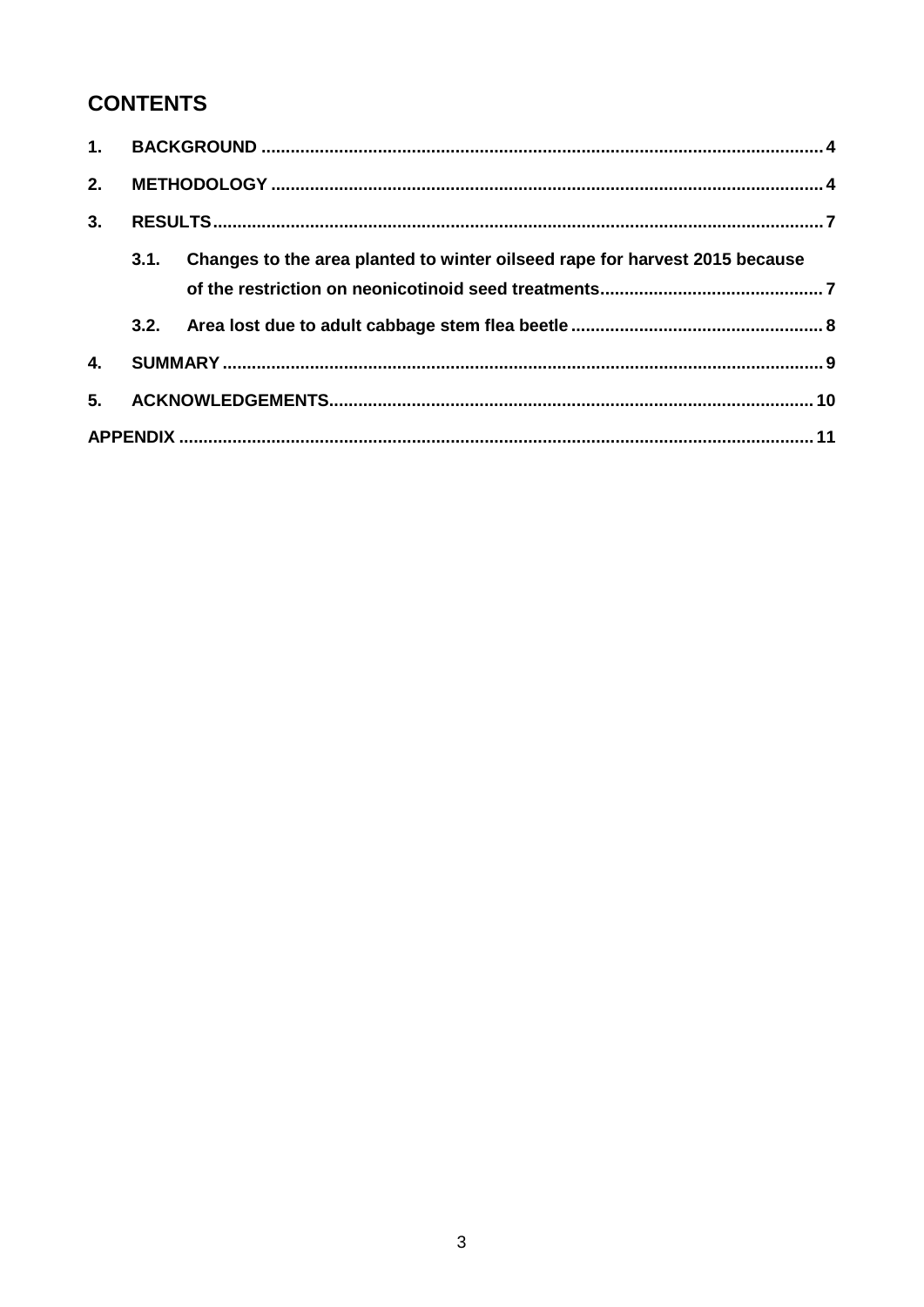## CONTENTS

1. **BACKGROUND** .......... 4
2. **METHODOLOGY** .......... 4
3. **RESULTS** .......... 7
   - **3.1. Changes to the area planted to winter oilseed rape for harvest 2015 because of the restriction on neonicotinoid seed treatments** .......... 7
   - **3.2. Area lost due to adult cabbage stem flea beetle** .......... 8
4. **SUMMARY** .......... 9
5. **ACKNOWLEDGEMENTS** .......... 10

**APPENDIX** .......... 11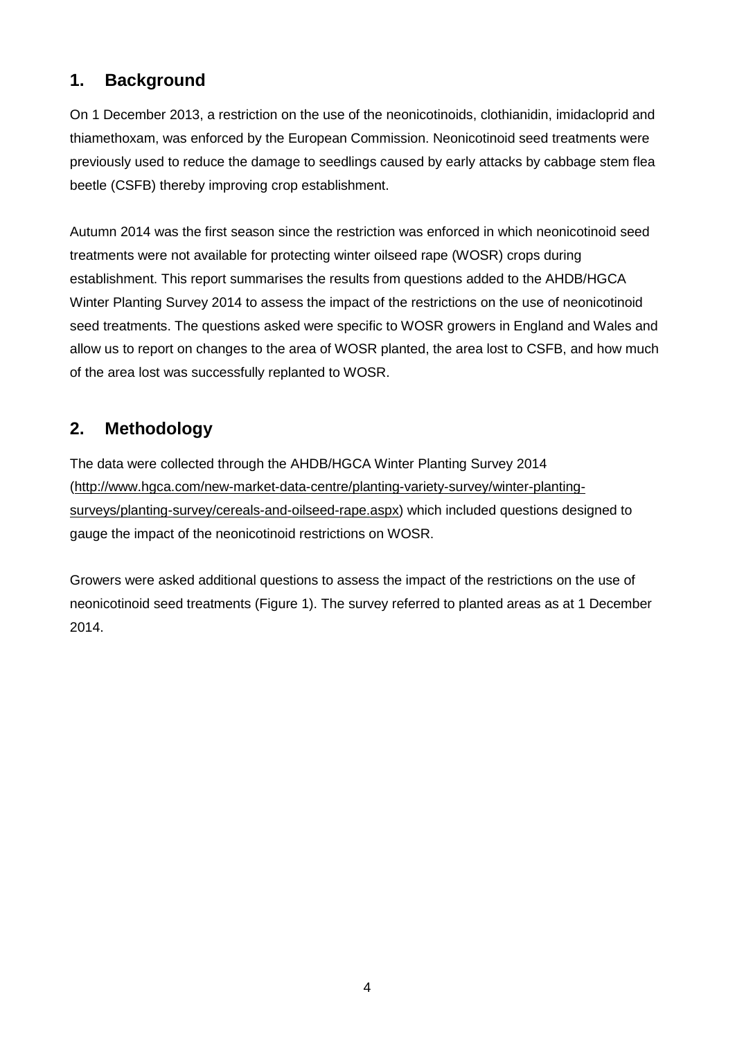## 1. Background

On 1 December 2013, a restriction on the use of the neonicotinoids, clothianidin, imidacloprid and thiamethoxam, was enforced by the European Commission. Neonicotinoid seed treatments were previously used to reduce the damage to seedlings caused by early attacks by cabbage stem flea beetle (CSFB) thereby improving crop establishment.

Autumn 2014 was the first season since the restriction was enforced in which neonicotinoid seed treatments were not available for protecting winter oilseed rape (WOSR) crops during establishment. This report summarises the results from questions added to the AHDB/HGCA Winter Planting Survey 2014 to assess the impact of the restrictions on the use of neonicotinoid seed treatments. The questions asked were specific to WOSR growers in England and Wales and allow us to report on changes to the area of WOSR planted, the area lost to CSFB, and how much of the area lost was successfully replanted to WOSR.

## 2. Methodology

The data were collected through the AHDB/HGCA Winter Planting Survey 2014 (http://www.hgca.com/new-market-data-centre/planting-variety-survey/winter-planting-surveys/planting-survey/cereals-and-oilseed-rape.aspx) which included questions designed to gauge the impact of the neonicotinoid restrictions on WOSR.

Growers were asked additional questions to assess the impact of the restrictions on the use of neonicotinoid seed treatments (Figure 1). The survey referred to planted areas as at 1 December 2014.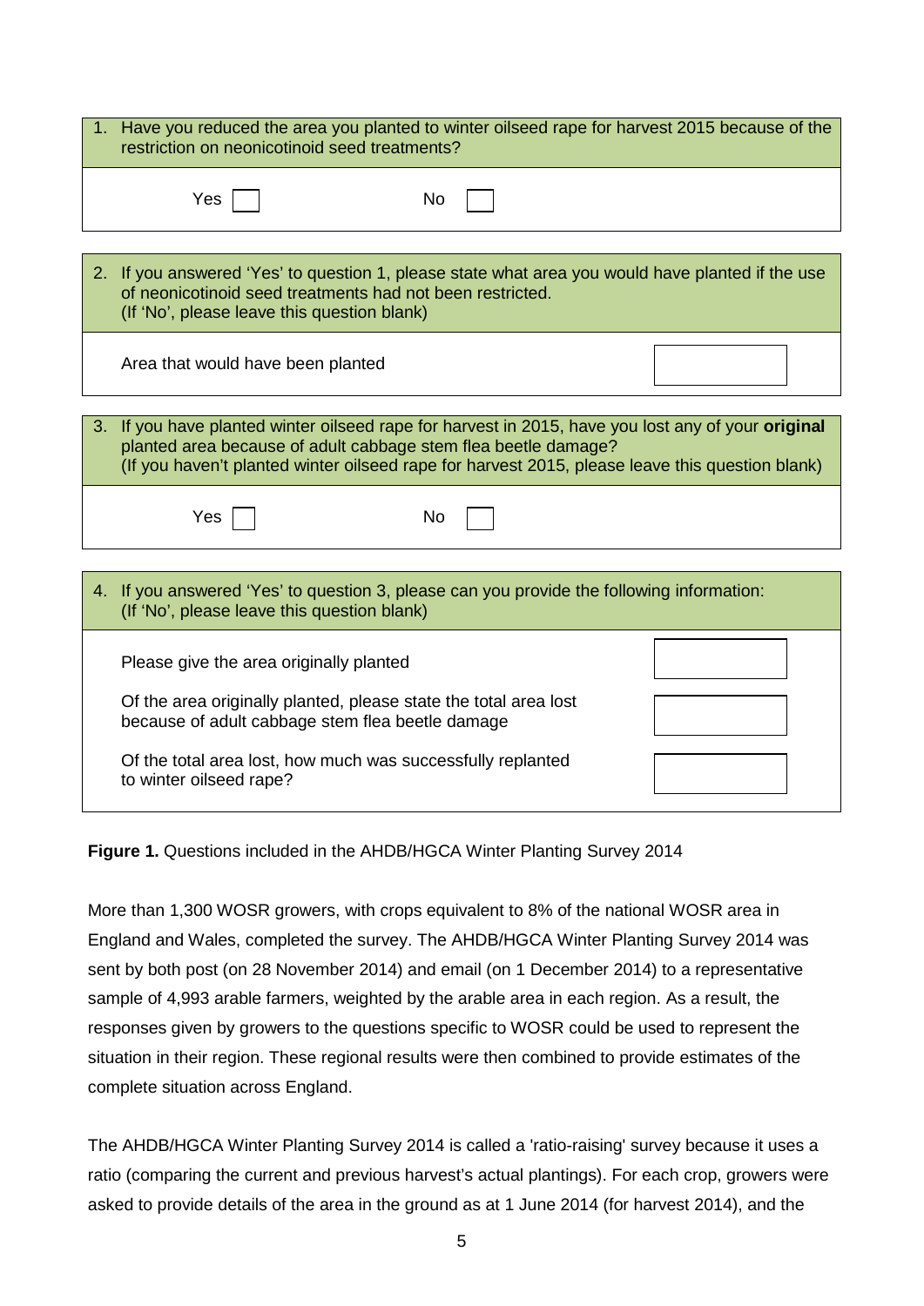1. Have you reduced the area you planted to winter oilseed rape for harvest 2015 because of the restriction on neonicotinoid seed treatments?

   Yes ☐ No ☐

2. If you answered 'Yes' to question 1, please state what area you would have planted if the use of neonicotinoid seed treatments had not been restricted.
   (If 'No', please leave this question blank)

   Area that would have been planted ☐

3. If you have planted winter oilseed rape for harvest in 2015, have you lost any of your **original** planted area because of adult cabbage stem flea beetle damage?
   (If you haven't planted winter oilseed rape for harvest 2015, please leave this question blank)

   Yes ☐ No ☐

4. If you answered 'Yes' to question 3, please can you provide the following information:
   (If 'No', please leave this question blank)

   Please give the area originally planted ☐

   Of the area originally planted, please state the total area lost because of adult cabbage stem flea beetle damage ☐

   Of the total area lost, how much was successfully replanted to winter oilseed rape? ☐

**Figure 1.** Questions included in the AHDB/HGCA Winter Planting Survey 2014

More than 1,300 WOSR growers, with crops equivalent to 8% of the national WOSR area in England and Wales, completed the survey. The AHDB/HGCA Winter Planting Survey 2014 was sent by both post (on 28 November 2014) and email (on 1 December 2014) to a representative sample of 4,993 arable farmers, weighted by the arable area in each region. As a result, the responses given by growers to the questions specific to WOSR could be used to represent the situation in their region. These regional results were then combined to provide estimates of the complete situation across England.

The AHDB/HGCA Winter Planting Survey 2014 is called a 'ratio-raising' survey because it uses a ratio (comparing the current and previous harvest's actual plantings). For each crop, growers were asked to provide details of the area in the ground as at 1 June 2014 (for harvest 2014), and the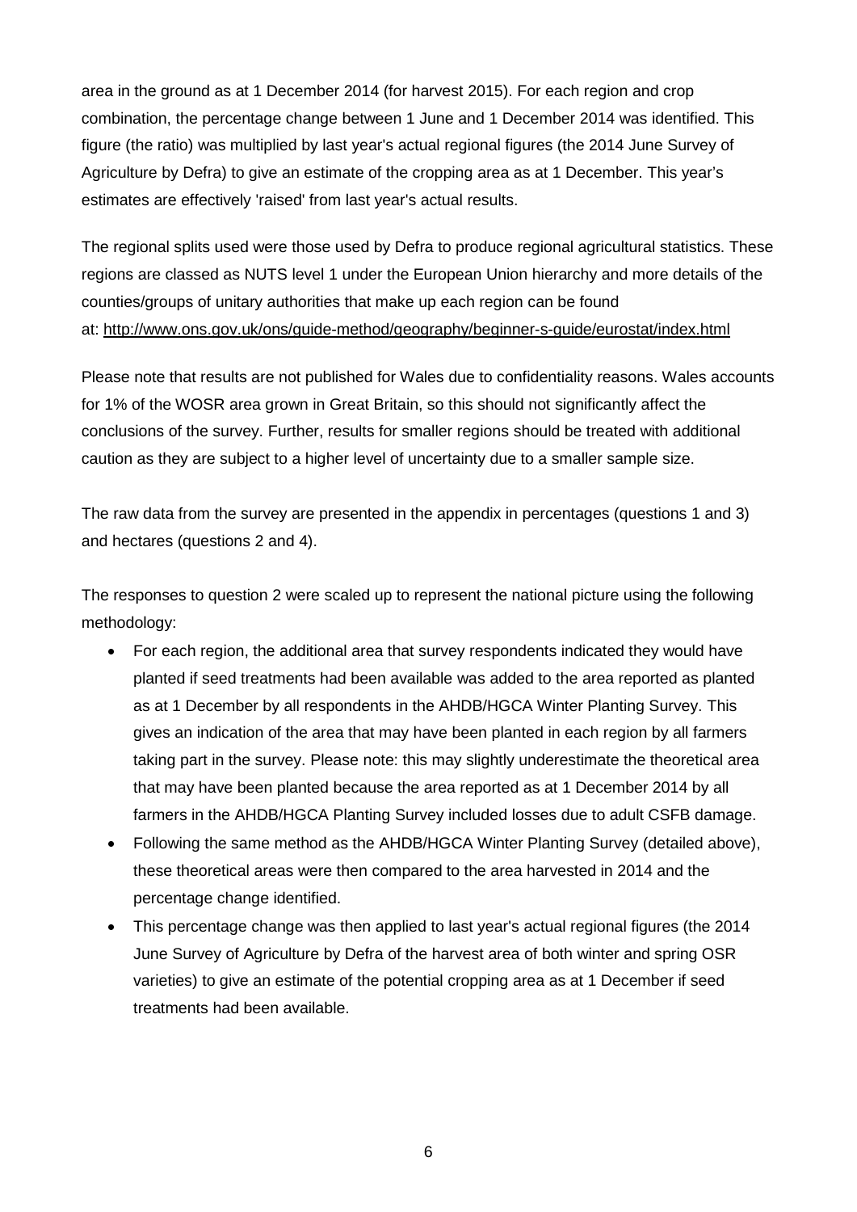area in the ground as at 1 December 2014 (for harvest 2015). For each region and crop combination, the percentage change between 1 June and 1 December 2014 was identified. This figure (the ratio) was multiplied by last year's actual regional figures (the 2014 June Survey of Agriculture by Defra) to give an estimate of the cropping area as at 1 December. This year's estimates are effectively 'raised' from last year's actual results.

The regional splits used were those used by Defra to produce regional agricultural statistics. These regions are classed as NUTS level 1 under the European Union hierarchy and more details of the counties/groups of unitary authorities that make up each region can be found at: http://www.ons.gov.uk/ons/guide-method/geography/beginner-s-guide/eurostat/index.html

Please note that results are not published for Wales due to confidentiality reasons. Wales accounts for 1% of the WOSR area grown in Great Britain, so this should not significantly affect the conclusions of the survey. Further, results for smaller regions should be treated with additional caution as they are subject to a higher level of uncertainty due to a smaller sample size.

The raw data from the survey are presented in the appendix in percentages (questions 1 and 3) and hectares (questions 2 and 4).

The responses to question 2 were scaled up to represent the national picture using the following methodology:

- For each region, the additional area that survey respondents indicated they would have planted if seed treatments had been available was added to the area reported as planted as at 1 December by all respondents in the AHDB/HGCA Winter Planting Survey. This gives an indication of the area that may have been planted in each region by all farmers taking part in the survey. Please note: this may slightly underestimate the theoretical area that may have been planted because the area reported as at 1 December 2014 by all farmers in the AHDB/HGCA Planting Survey included losses due to adult CSFB damage.
- Following the same method as the AHDB/HGCA Winter Planting Survey (detailed above), these theoretical areas were then compared to the area harvested in 2014 and the percentage change identified.
- This percentage change was then applied to last year's actual regional figures (the 2014 June Survey of Agriculture by Defra of the harvest area of both winter and spring OSR varieties) to give an estimate of the potential cropping area as at 1 December if seed treatments had been available.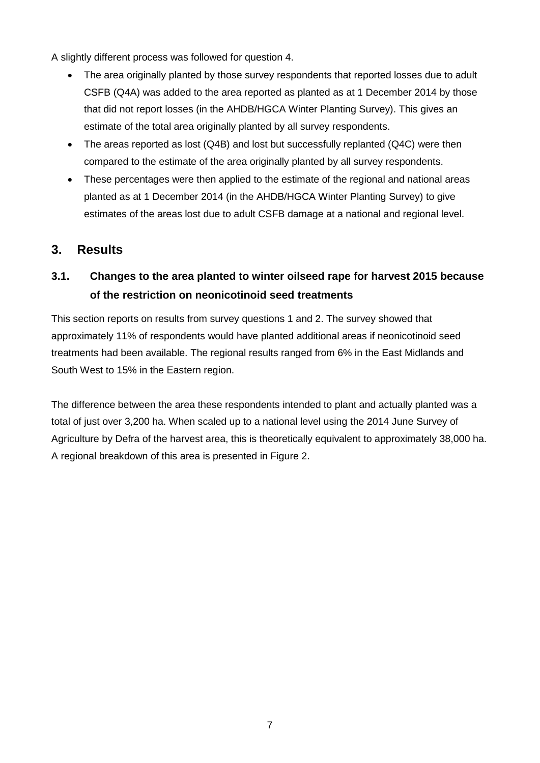A slightly different process was followed for question 4.

- The area originally planted by those survey respondents that reported losses due to adult CSFB (Q4A) was added to the area reported as planted as at 1 December 2014 by those that did not report losses (in the AHDB/HGCA Winter Planting Survey). This gives an estimate of the total area originally planted by all survey respondents.
- The areas reported as lost (Q4B) and lost but successfully replanted (Q4C) were then compared to the estimate of the area originally planted by all survey respondents.
- These percentages were then applied to the estimate of the regional and national areas planted as at 1 December 2014 (in the AHDB/HGCA Winter Planting Survey) to give estimates of the areas lost due to adult CSFB damage at a national and regional level.

## 3. Results

### 3.1. Changes to the area planted to winter oilseed rape for harvest 2015 because of the restriction on neonicotinoid seed treatments

This section reports on results from survey questions 1 and 2. The survey showed that approximately 11% of respondents would have planted additional areas if neonicotinoid seed treatments had been available. The regional results ranged from 6% in the East Midlands and South West to 15% in the Eastern region.

The difference between the area these respondents intended to plant and actually planted was a total of just over 3,200 ha. When scaled up to a national level using the 2014 June Survey of Agriculture by Defra of the harvest area, this is theoretically equivalent to approximately 38,000 ha. A regional breakdown of this area is presented in Figure 2.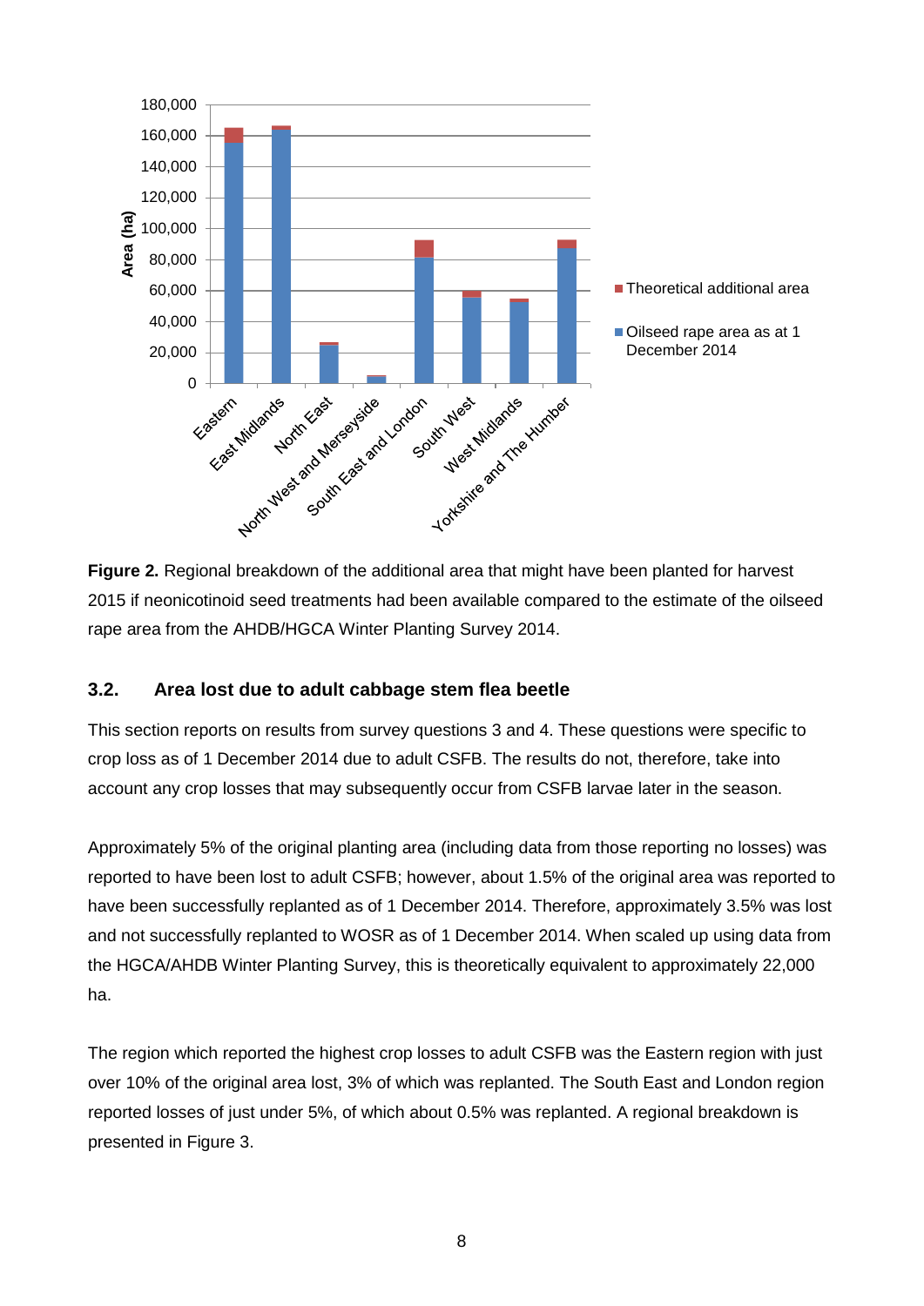**Figure 2.** Regional breakdown of the additional area that might have been planted for harvest 2015 if neonicotinoid seed treatments had been available compared to the estimate of the oilseed rape area from the AHDB/HGCA Winter Planting Survey 2014.

### 3.2. Area lost due to adult cabbage stem flea beetle

This section reports on results from survey questions 3 and 4. These questions were specific to crop loss as of 1 December 2014 due to adult CSFB. The results do not, therefore, take into account any crop losses that may subsequently occur from CSFB larvae later in the season.

Approximately 5% of the original planting area (including data from those reporting no losses) was reported to have been lost to adult CSFB; however, about 1.5% of the original area was reported to have been successfully replanted as of 1 December 2014. Therefore, approximately 3.5% was lost and not successfully replanted to WOSR as of 1 December 2014. When scaled up using data from the HGCA/AHDB Winter Planting Survey, this is theoretically equivalent to approximately 22,000 ha.

The region which reported the highest crop losses to adult CSFB was the Eastern region with just over 10% of the original area lost, 3% of which was replanted. The South East and London region reported losses of just under 5%, of which about 0.5% was replanted. A regional breakdown is presented in Figure 3.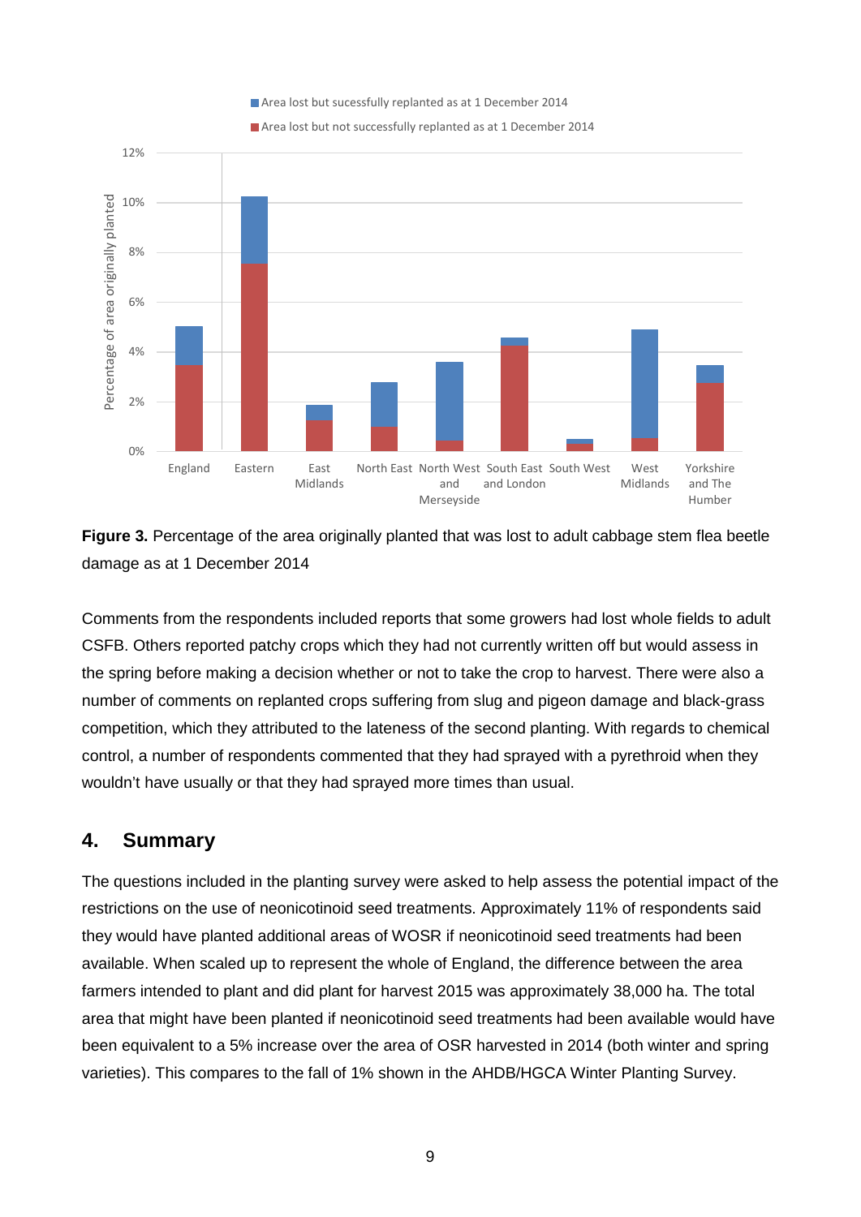**Figure 3.** Percentage of the area originally planted that was lost to adult cabbage stem flea beetle damage as at 1 December 2014

Comments from the respondents included reports that some growers had lost whole fields to adult CSFB. Others reported patchy crops which they had not currently written off but would assess in the spring before making a decision whether or not to take the crop to harvest. There were also a number of comments on replanted crops suffering from slug and pigeon damage and black-grass competition, which they attributed to the lateness of the second planting. With regards to chemical control, a number of respondents commented that they had sprayed with a pyrethroid when they wouldn't have usually or that they had sprayed more times than usual.

## 4. Summary

The questions included in the planting survey were asked to help assess the potential impact of the restrictions on the use of neonicotinoid seed treatments. Approximately 11% of respondents said they would have planted additional areas of WOSR if neonicotinoid seed treatments had been available. When scaled up to represent the whole of England, the difference between the area farmers intended to plant and did plant for harvest 2015 was approximately 38,000 ha. The total area that might have been planted if neonicotinoid seed treatments had been available would have been equivalent to a 5% increase over the area of OSR harvested in 2014 (both winter and spring varieties). This compares to the fall of 1% shown in the AHDB/HGCA Winter Planting Survey.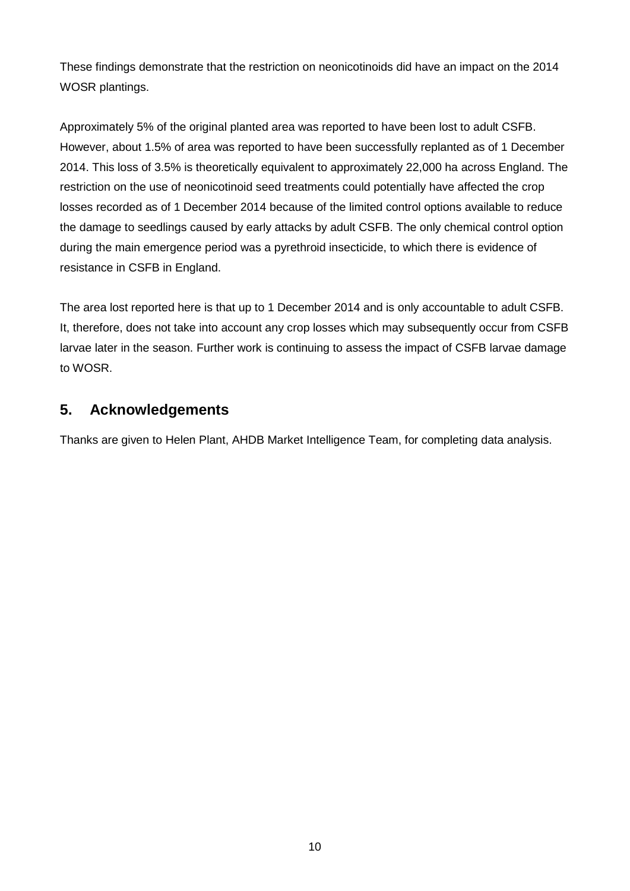These findings demonstrate that the restriction on neonicotinoids did have an impact on the 2014 WOSR plantings.

Approximately 5% of the original planted area was reported to have been lost to adult CSFB. However, about 1.5% of area was reported to have been successfully replanted as of 1 December 2014. This loss of 3.5% is theoretically equivalent to approximately 22,000 ha across England. The restriction on the use of neonicotinoid seed treatments could potentially have affected the crop losses recorded as of 1 December 2014 because of the limited control options available to reduce the damage to seedlings caused by early attacks by adult CSFB. The only chemical control option during the main emergence period was a pyrethroid insecticide, to which there is evidence of resistance in CSFB in England.

The area lost reported here is that up to 1 December 2014 and is only accountable to adult CSFB. It, therefore, does not take into account any crop losses which may subsequently occur from CSFB larvae later in the season. Further work is continuing to assess the impact of CSFB larvae damage to WOSR.

## 5. Acknowledgements

Thanks are given to Helen Plant, AHDB Market Intelligence Team, for completing data analysis.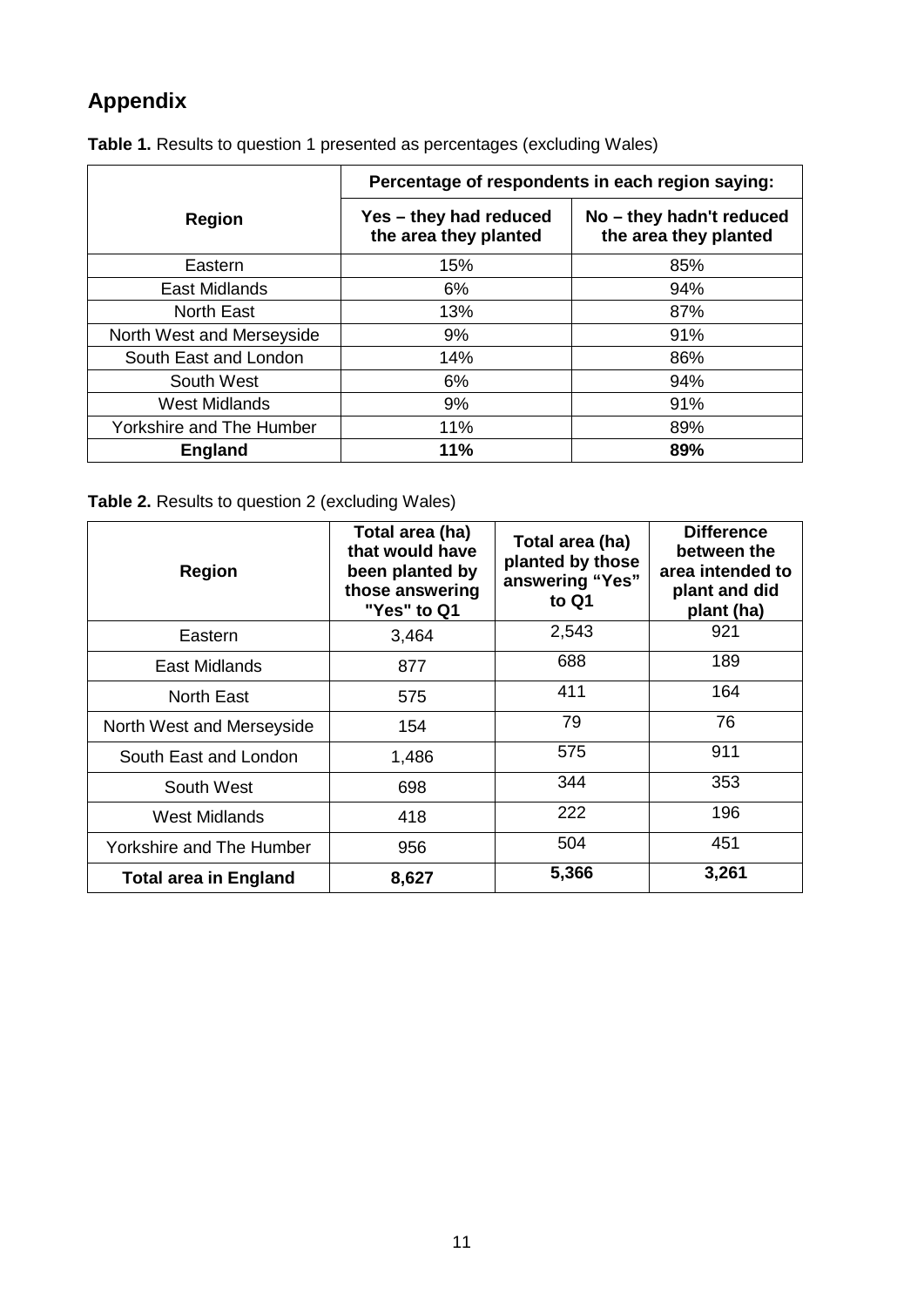## Appendix

**Table 1.** Results to question 1 presented as percentages (excluding Wales)

| Region | Percentage of respondents in each region saying: | |
|---|---|---|
| | **Yes – they had reduced the area they planted** | **No – they hadn't reduced the area they planted** |
| Eastern | 15% | 85% |
| East Midlands | 6% | 94% |
| North East | 13% | 87% |
| North West and Merseyside | 9% | 91% |
| South East and London | 14% | 86% |
| South West | 6% | 94% |
| West Midlands | 9% | 91% |
| Yorkshire and The Humber | 11% | 89% |
| **England** | **11%** | **89%** |

**Table 2.** Results to question 2 (excluding Wales)

| Region | Total area (ha) that would have been planted by those answering "Yes" to Q1 | Total area (ha) planted by those answering "Yes" to Q1 | Difference between the area intended to plant and did plant (ha) |
|---|---|---|---|
| Eastern | 3,464 | 2,543 | 921 |
| East Midlands | 877 | 688 | 189 |
| North East | 575 | 411 | 164 |
| North West and Merseyside | 154 | 79 | 76 |
| South East and London | 1,486 | 575 | 911 |
| South West | 698 | 344 | 353 |
| West Midlands | 418 | 222 | 196 |
| Yorkshire and The Humber | 956 | 504 | 451 |
| **Total area in England** | **8,627** | **5,366** | **3,261** |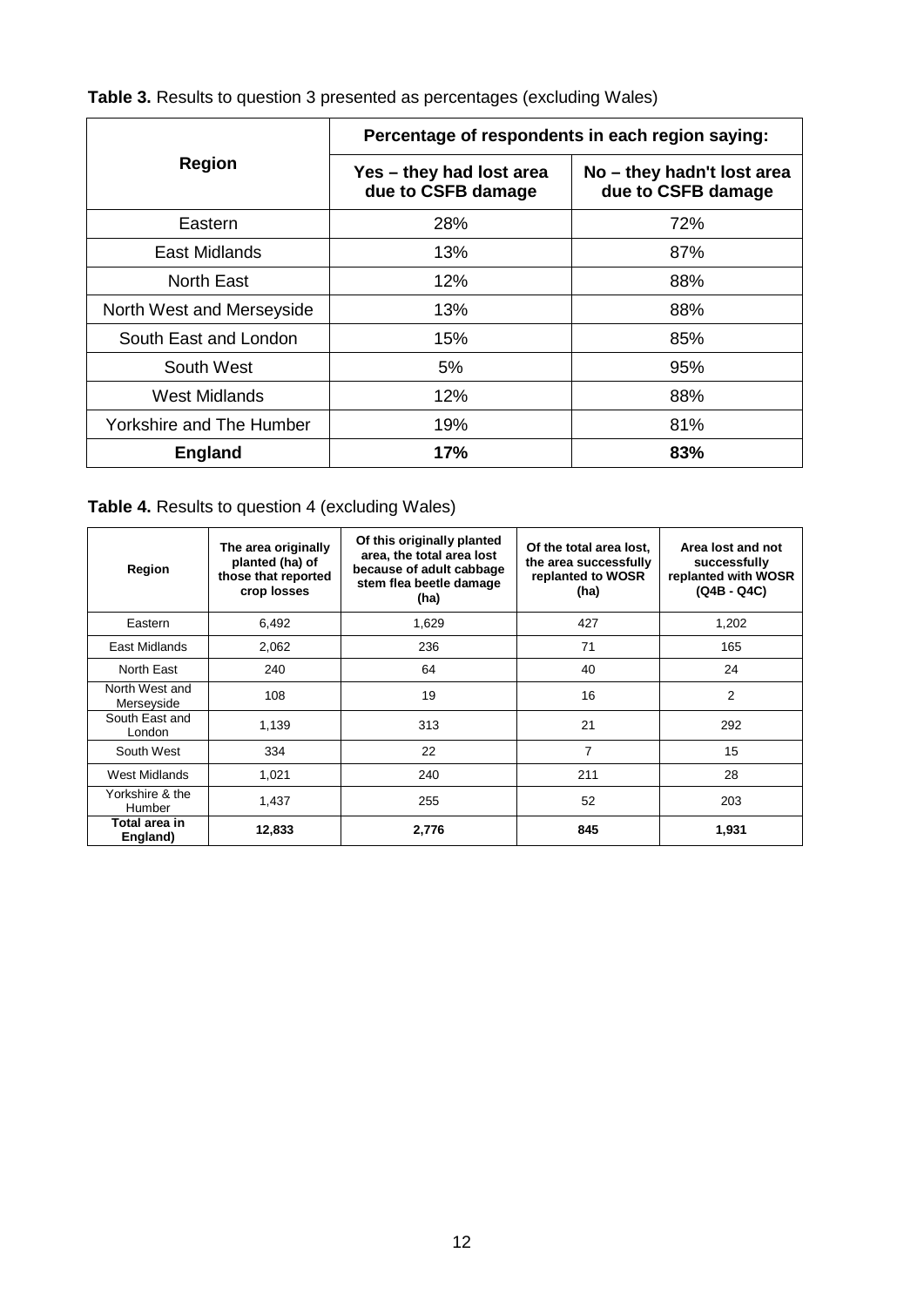**Table 3.** Results to question 3 presented as percentages (excluding Wales)

| Region | Percentage of respondents in each region saying: | |
|---|---|---|
| | Yes – they had lost area due to CSFB damage | No – they hadn't lost area due to CSFB damage |
| Eastern | 28% | 72% |
| East Midlands | 13% | 87% |
| North East | 12% | 88% |
| North West and Merseyside | 13% | 88% |
| South East and London | 15% | 85% |
| South West | 5% | 95% |
| West Midlands | 12% | 88% |
| Yorkshire and The Humber | 19% | 81% |
| **England** | **17%** | **83%** |

**Table 4.** Results to question 4 (excluding Wales)

| Region | The area originally planted (ha) of those that reported crop losses | Of this originally planted area, the total area lost because of adult cabbage stem flea beetle damage (ha) | Of the total area lost, the area successfully replanted to WOSR (ha) | Area lost and not successfully replanted with WOSR (Q4B - Q4C) |
|---|---|---|---|---|
| Eastern | 6,492 | 1,629 | 427 | 1,202 |
| East Midlands | 2,062 | 236 | 71 | 165 |
| North East | 240 | 64 | 40 | 24 |
| North West and Merseyside | 108 | 19 | 16 | 2 |
| South East and London | 1,139 | 313 | 21 | 292 |
| South West | 334 | 22 | 7 | 15 |
| West Midlands | 1,021 | 240 | 211 | 28 |
| Yorkshire & the Humber | 1,437 | 255 | 52 | 203 |
| **Total area in England)** | **12,833** | **2,776** | **845** | **1,931** |